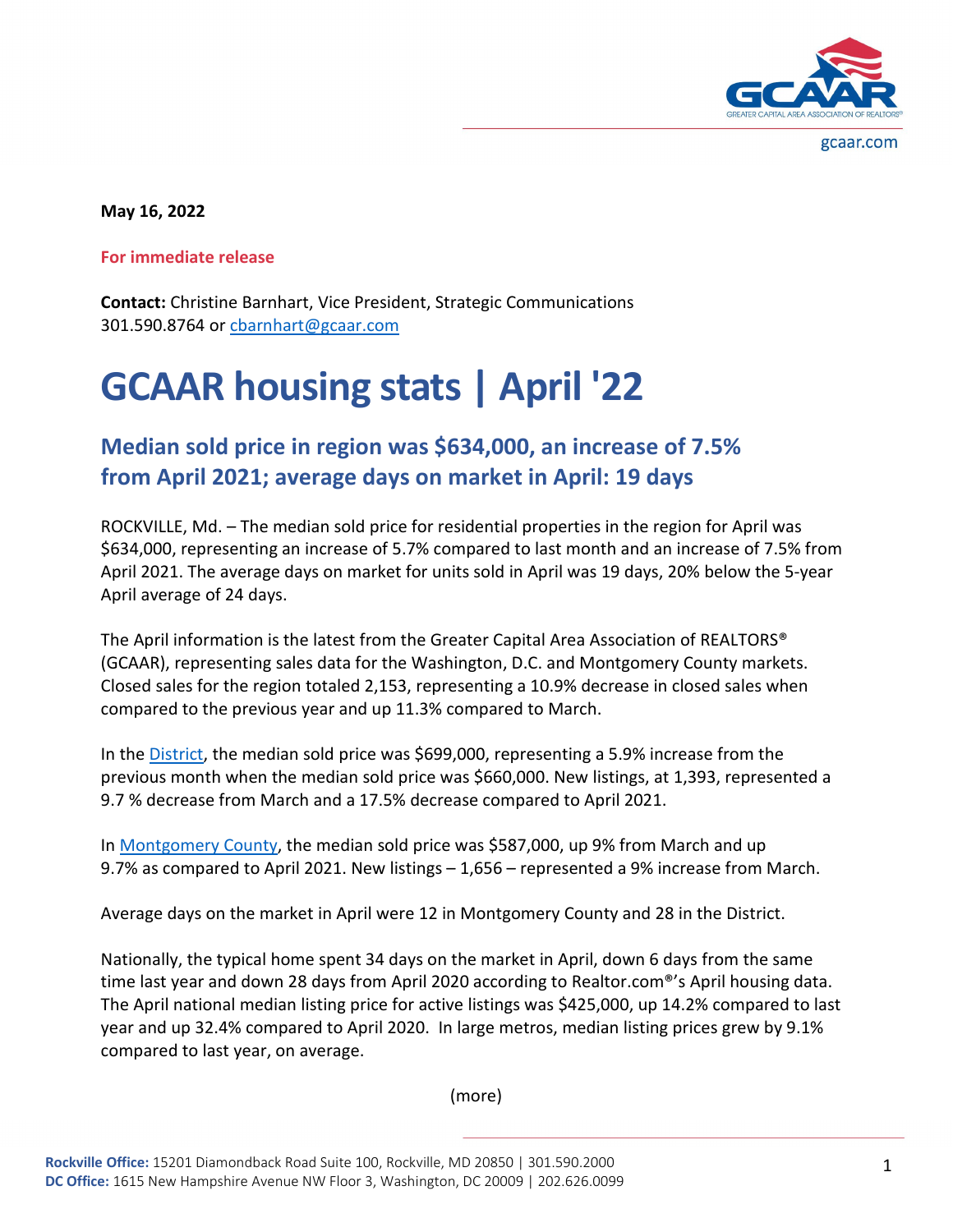gcaar.com

**May 16, 2022**

**For immediate release**

**Contact:** Christine Barnhart, Vice President, Strategic Communications
301.590.8764 or cbarnhart@gcaar.com

# GCAAR housing stats | April '22

## Median sold price in region was $634,000, an increase of 7.5% from April 2021; average days on market in April: 19 days

ROCKVILLE, Md. – The median sold price for residential properties in the region for April was $634,000, representing an increase of 5.7% compared to last month and an increase of 7.5% from April 2021. The average days on market for units sold in April was 19 days, 20% below the 5-year April average of 24 days.

The April information is the latest from the Greater Capital Area Association of REALTORS® (GCAAR), representing sales data for the Washington, D.C. and Montgomery County markets. Closed sales for the region totaled 2,153, representing a 10.9% decrease in closed sales when compared to the previous year and up 11.3% compared to March.

In the District, the median sold price was $699,000, representing a 5.9% increase from the previous month when the median sold price was $660,000. New listings, at 1,393, represented a 9.7 % decrease from March and a 17.5% decrease compared to April 2021.

In Montgomery County, the median sold price was $587,000, up 9% from March and up 9.7% as compared to April 2021. New listings – 1,656 – represented a 9% increase from March.

Average days on the market in April were 12 in Montgomery County and 28 in the District.

Nationally, the typical home spent 34 days on the market in April, down 6 days from the same time last year and down 28 days from April 2020 according to Realtor.com®'s April housing data. The April national median listing price for active listings was $425,000, up 14.2% compared to last year and up 32.4% compared to April 2020. In large metros, median listing prices grew by 9.1% compared to last year, on average.

(more)

**Rockville Office:** 15201 Diamondback Road Suite 100, Rockville, MD 20850 | 301.590.2000
**DC Office:** 1615 New Hampshire Avenue NW Floor 3, Washington, DC 20009 | 202.626.0099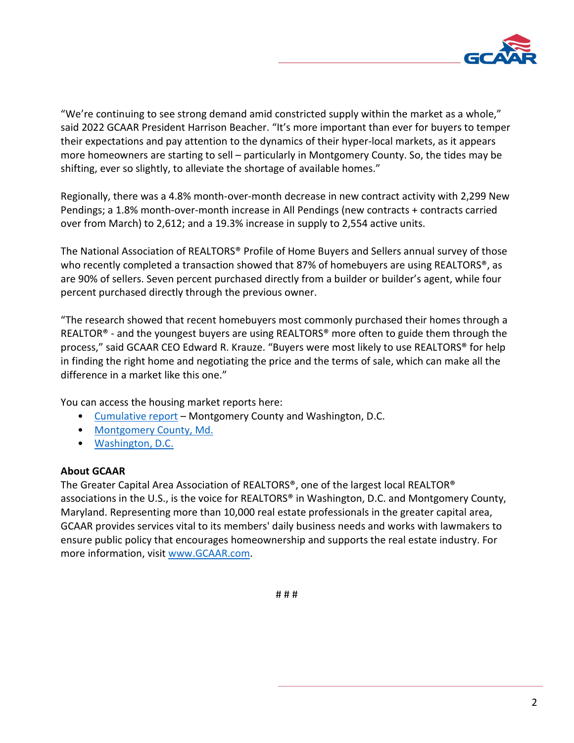"We're continuing to see strong demand amid constricted supply within the market as a whole," said 2022 GCAAR President Harrison Beacher. "It's more important than ever for buyers to temper their expectations and pay attention to the dynamics of their hyper-local markets, as it appears more homeowners are starting to sell – particularly in Montgomery County. So, the tides may be shifting, ever so slightly, to alleviate the shortage of available homes."

Regionally, there was a 4.8% month-over-month decrease in new contract activity with 2,299 New Pendings; a 1.8% month-over-month increase in All Pendings (new contracts + contracts carried over from March) to 2,612; and a 19.3% increase in supply to 2,554 active units.

The National Association of REALTORS® Profile of Home Buyers and Sellers annual survey of those who recently completed a transaction showed that 87% of homebuyers are using REALTORS®, as are 90% of sellers. Seven percent purchased directly from a builder or builder's agent, while four percent purchased directly through the previous owner.

"The research showed that recent homebuyers most commonly purchased their homes through a REALTOR® - and the youngest buyers are using REALTORS® more often to guide them through the process," said GCAAR CEO Edward R. Krauze. "Buyers were most likely to use REALTORS® for help in finding the right home and negotiating the price and the terms of sale, which can make all the difference in a market like this one."

You can access the housing market reports here:

- Cumulative report – Montgomery County and Washington, D.C.
- Montgomery County, Md.
- Washington, D.C.

**About GCAAR**

The Greater Capital Area Association of REALTORS®, one of the largest local REALTOR® associations in the U.S., is the voice for REALTORS® in Washington, D.C. and Montgomery County, Maryland. Representing more than 10,000 real estate professionals in the greater capital area, GCAAR provides services vital to its members' daily business needs and works with lawmakers to ensure public policy that encourages homeownership and supports the real estate industry. For more information, visit www.GCAAR.com.

# # #